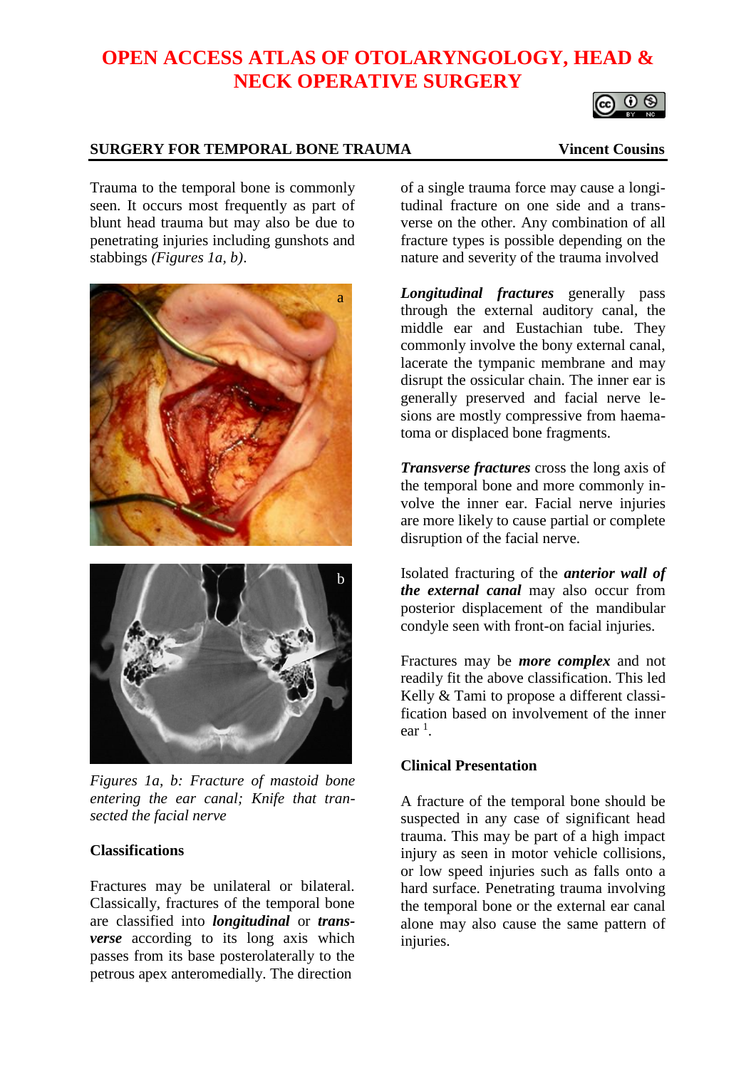# OPEN ACCESS ATLAS OF OTOLARYNGOLOGY, HEAD & NECK OPERATIVE SURGERY

## SURGERY FOR TEMPORAL BONE TRAUMA

**Vincent Cousins**

Trauma to the temporal bone is commonly seen. It occurs most frequently as part of blunt head trauma but may also be due to penetrating injuries including gunshots and stabbings *(Figures 1a, b)*.

*Figures 1a, b: Fracture of mastoid bone entering the ear canal; Knife that transected the facial nerve*

### Classifications

Fractures may be unilateral or bilateral. Classically, fractures of the temporal bone are classified into ***longitudinal*** or ***transverse*** according to its long axis which passes from its base posterolaterally to the petrous apex anteromedially. The direction of a single trauma force may cause a longitudinal fracture on one side and a transverse on the other. Any combination of all fracture types is possible depending on the nature and severity of the trauma involved

***Longitudinal fractures*** generally pass through the external auditory canal, the middle ear and Eustachian tube. They commonly involve the bony external canal, lacerate the tympanic membrane and may disrupt the ossicular chain. The inner ear is generally preserved and facial nerve lesions are mostly compressive from haematoma or displaced bone fragments.

***Transverse fractures*** cross the long axis of the temporal bone and more commonly involve the inner ear. Facial nerve injuries are more likely to cause partial or complete disruption of the facial nerve.

Isolated fracturing of the ***anterior wall of the external canal*** may also occur from posterior displacement of the mandibular condyle seen with front-on facial injuries.

Fractures may be ***more complex*** and not readily fit the above classification. This led Kelly & Tami to propose a different classification based on involvement of the inner ear [1].

### Clinical Presentation

A fracture of the temporal bone should be suspected in any case of significant head trauma. This may be part of a high impact injury as seen in motor vehicle collisions, or low speed injuries such as falls onto a hard surface. Penetrating trauma involving the temporal bone or the external ear canal alone may also cause the same pattern of injuries.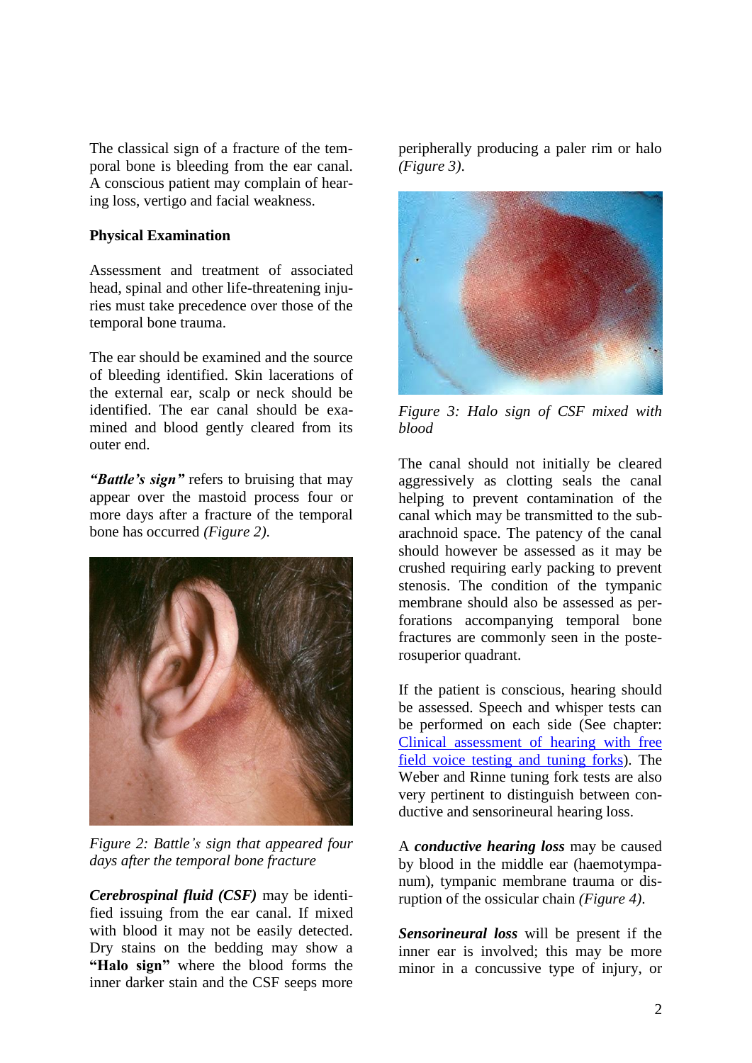The classical sign of a fracture of the temporal bone is bleeding from the ear canal. A conscious patient may complain of hearing loss, vertigo and facial weakness.

**Physical Examination**

Assessment and treatment of associated head, spinal and other life-threatening injuries must take precedence over those of the temporal bone trauma.

The ear should be examined and the source of bleeding identified. Skin lacerations of the external ear, scalp or neck should be identified. The ear canal should be examined and blood gently cleared from its outer end.

***"Battle's sign"*** refers to bruising that may appear over the mastoid process four or more days after a fracture of the temporal bone has occurred *(Figure 2)*.

*Figure 2: Battle's sign that appeared four days after the temporal bone fracture*

***Cerebrospinal fluid (CSF)*** may be identified issuing from the ear canal. If mixed with blood it may not be easily detected. Dry stains on the bedding may show a **"Halo sign"** where the blood forms the inner darker stain and the CSF seeps more peripherally producing a paler rim or halo *(Figure 3)*.

*Figure 3: Halo sign of CSF mixed with blood*

The canal should not initially be cleared aggressively as clotting seals the canal helping to prevent contamination of the canal which may be transmitted to the subarachnoid space. The patency of the canal should however be assessed as it may be crushed requiring early packing to prevent stenosis. The condition of the tympanic membrane should also be assessed as perforations accompanying temporal bone fractures are commonly seen in the posterosuperior quadrant.

If the patient is conscious, hearing should be assessed. Speech and whisper tests can be performed on each side (See chapter: Clinical assessment of hearing with free field voice testing and tuning forks). The Weber and Rinne tuning fork tests are also very pertinent to distinguish between conductive and sensorineural hearing loss.

A ***conductive hearing loss*** may be caused by blood in the middle ear (haemotympanum), tympanic membrane trauma or disruption of the ossicular chain *(Figure 4)*.

***Sensorineural loss*** will be present if the inner ear is involved; this may be more minor in a concussive type of injury, or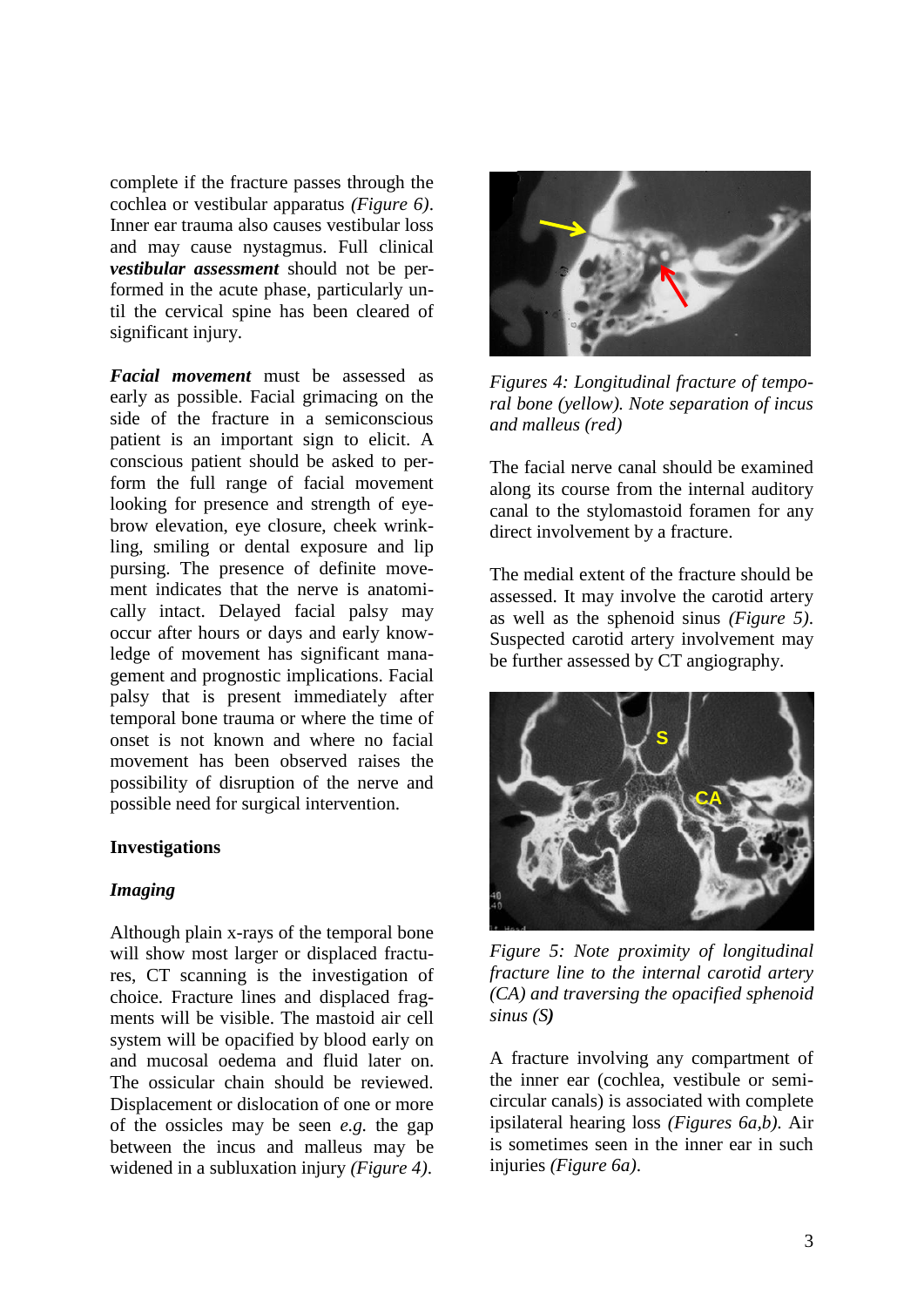complete if the fracture passes through the cochlea or vestibular apparatus *(Figure 6)*. Inner ear trauma also causes vestibular loss and may cause nystagmus. Full clinical ***vestibular assessment*** should not be performed in the acute phase, particularly until the cervical spine has been cleared of significant injury.

***Facial movement*** must be assessed as early as possible. Facial grimacing on the side of the fracture in a semiconscious patient is an important sign to elicit. A conscious patient should be asked to perform the full range of facial movement looking for presence and strength of eyebrow elevation, eye closure, cheek wrinkling, smiling or dental exposure and lip pursing. The presence of definite movement indicates that the nerve is anatomically intact. Delayed facial palsy may occur after hours or days and early knowledge of movement has significant management and prognostic implications. Facial palsy that is present immediately after temporal bone trauma or where the time of onset is not known and where no facial movement has been observed raises the possibility of disruption of the nerve and possible need for surgical intervention.

**Investigations**

***Imaging***

Although plain x-rays of the temporal bone will show most larger or displaced fractures, CT scanning is the investigation of choice. Fracture lines and displaced fragments will be visible. The mastoid air cell system will be opacified by blood early on and mucosal oedema and fluid later on. The ossicular chain should be reviewed. Displacement or dislocation of one or more of the ossicles may be seen *e.g.* the gap between the incus and malleus may be widened in a subluxation injury *(Figure 4)*.

*Figures 4: Longitudinal fracture of temporal bone (yellow). Note separation of incus and malleus (red)*

The facial nerve canal should be examined along its course from the internal auditory canal to the stylomastoid foramen for any direct involvement by a fracture.

The medial extent of the fracture should be assessed. It may involve the carotid artery as well as the sphenoid sinus *(Figure 5)*. Suspected carotid artery involvement may be further assessed by CT angiography.

*Figure 5: Note proximity of longitudinal fracture line to the internal carotid artery (CA) and traversing the opacified sphenoid sinus (S)*

A fracture involving any compartment of the inner ear (cochlea, vestibule or semicircular canals) is associated with complete ipsilateral hearing loss *(Figures 6a,b)*. Air is sometimes seen in the inner ear in such injuries *(Figure 6a)*.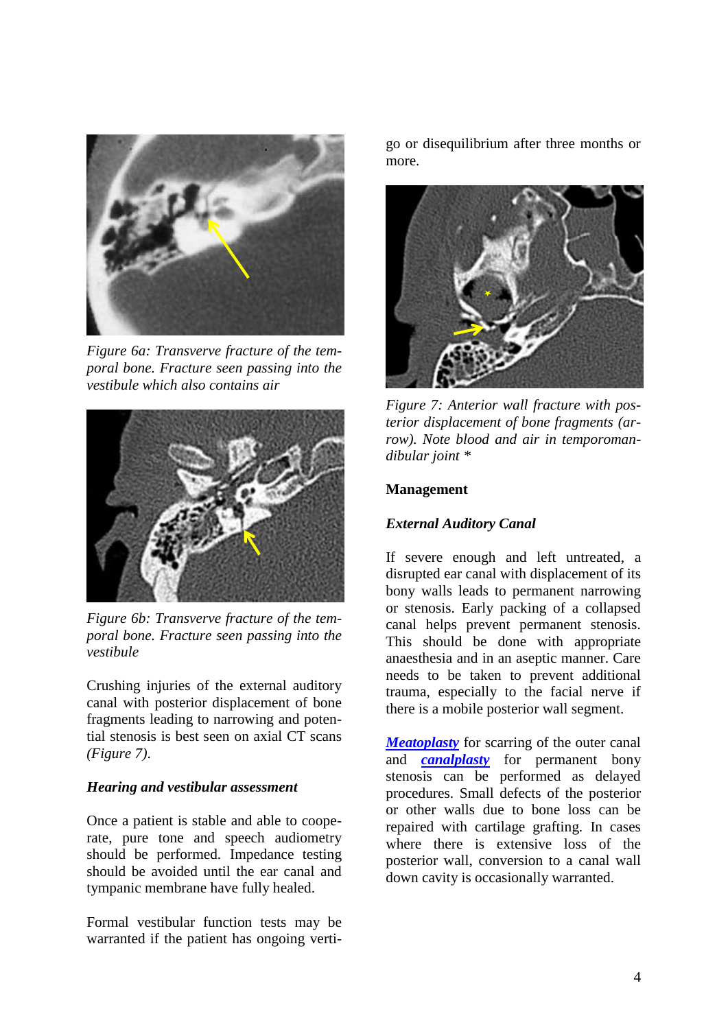*Figure 6a: Transverve fracture of the temporal bone. Fracture seen passing into the vestibule which also contains air*

*Figure 6b: Transverve fracture of the temporal bone. Fracture seen passing into the vestibule*

Crushing injuries of the external auditory canal with posterior displacement of bone fragments leading to narrowing and potential stenosis is best seen on axial CT scans *(Figure 7)*.

### *Hearing and vestibular assessment*

Once a patient is stable and able to cooperate, pure tone and speech audiometry should be performed. Impedance testing should be avoided until the ear canal and tympanic membrane have fully healed.

Formal vestibular function tests may be warranted if the patient has ongoing vertigo or disequilibrium after three months or more.

*Figure 7: Anterior wall fracture with posterior displacement of bone fragments (arrow). Note blood and air in temporomandibular joint \**

## Management

### *External Auditory Canal*

If severe enough and left untreated, a disrupted ear canal with displacement of its bony walls leads to permanent narrowing or stenosis. Early packing of a collapsed canal helps prevent permanent stenosis. This should be done with appropriate anaesthesia and in an aseptic manner. Care needs to be taken to prevent additional trauma, especially to the facial nerve if there is a mobile posterior wall segment.

***Meatoplasty*** for scarring of the outer canal and ***canalplasty*** for permanent bony stenosis can be performed as delayed procedures. Small defects of the posterior or other walls due to bone loss can be repaired with cartilage grafting. In cases where there is extensive loss of the posterior wall, conversion to a canal wall down cavity is occasionally warranted.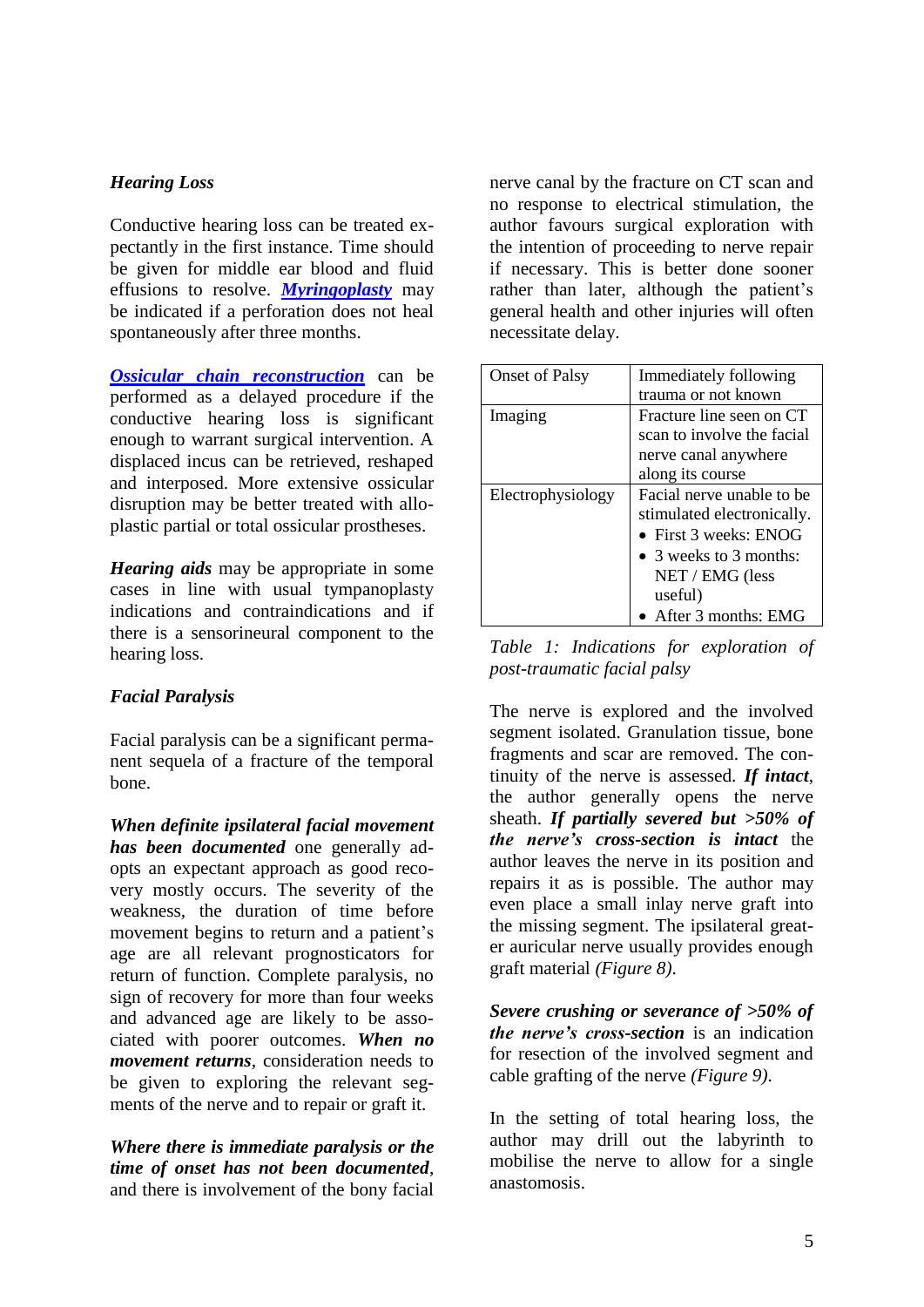### *Hearing Loss*

Conductive hearing loss can be treated expectantly in the first instance. Time should be given for middle ear blood and fluid effusions to resolve. ***Myringoplasty*** may be indicated if a perforation does not heal spontaneously after three months.

***Ossicular chain reconstruction*** can be performed as a delayed procedure if the conductive hearing loss is significant enough to warrant surgical intervention. A displaced incus can be retrieved, reshaped and interposed. More extensive ossicular disruption may be better treated with alloplastic partial or total ossicular prostheses.

***Hearing aids*** may be appropriate in some cases in line with usual tympanoplasty indications and contraindications and if there is a sensorineural component to the hearing loss.

### *Facial Paralysis*

Facial paralysis can be a significant permanent sequela of a fracture of the temporal bone.

***When definite ipsilateral facial movement has been documented*** one generally adopts an expectant approach as good recovery mostly occurs. The severity of the weakness, the duration of time before movement begins to return and a patient's age are all relevant prognosticators for return of function. Complete paralysis, no sign of recovery for more than four weeks and advanced age are likely to be associated with poorer outcomes. ***When no movement returns***, consideration needs to be given to exploring the relevant segments of the nerve and to repair or graft it.

***Where there is immediate paralysis or the time of onset has not been documented***, and there is involvement of the bony facial nerve canal by the fracture on CT scan and no response to electrical stimulation, the author favours surgical exploration with the intention of proceeding to nerve repair if necessary. This is better done sooner rather than later, although the patient's general health and other injuries will often necessitate delay.

| Onset of Palsy | Immediately following trauma or not known |
|---|---|
| Imaging | Fracture line seen on CT scan to involve the facial nerve canal anywhere along its course |
| Electrophysiology | Facial nerve unable to be stimulated electronically.<br>• First 3 weeks: ENOG<br>• 3 weeks to 3 months: NET / EMG (less useful)<br>• After 3 months: EMG |

*Table 1: Indications for exploration of post-traumatic facial palsy*

The nerve is explored and the involved segment isolated. Granulation tissue, bone fragments and scar are removed. The continuity of the nerve is assessed. ***If intact***, the author generally opens the nerve sheath. ***If partially severed but >50% of the nerve's cross-section is intact*** the author leaves the nerve in its position and repairs it as is possible. The author may even place a small inlay nerve graft into the missing segment. The ipsilateral greater auricular nerve usually provides enough graft material *(Figure 8).*

***Severe crushing or severance of >50% of the nerve's cross-section*** is an indication for resection of the involved segment and cable grafting of the nerve *(Figure 9).*

In the setting of total hearing loss, the author may drill out the labyrinth to mobilise the nerve to allow for a single anastomosis.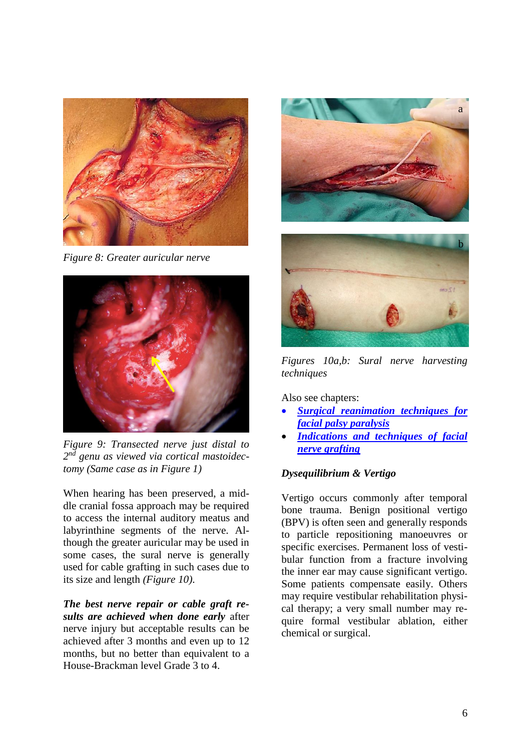*Figure 8: Greater auricular nerve*

*Figure 9: Transected nerve just distal to 2nd genu as viewed via cortical mastoidectomy (Same case as in Figure 1)*

When hearing has been preserved, a middle cranial fossa approach may be required to access the internal auditory meatus and labyrinthine segments of the nerve. Although the greater auricular may be used in some cases, the sural nerve is generally used for cable grafting in such cases due to its size and length *(Figure 10).*

***The best nerve repair or cable graft results are achieved when done early*** after nerve injury but acceptable results can be achieved after 3 months and even up to 12 months, but no better than equivalent to a House-Brackman level Grade 3 to 4.

*Figures 10a,b: Sural nerve harvesting techniques*

Also see chapters:

- ***Surgical reanimation techniques for facial palsy paralysis***
- ***Indications and techniques of facial nerve grafting***

### *Dysequilibrium & Vertigo*

Vertigo occurs commonly after temporal bone trauma. Benign positional vertigo (BPV) is often seen and generally responds to particle repositioning manoeuvres or specific exercises. Permanent loss of vestibular function from a fracture involving the inner ear may cause significant vertigo. Some patients compensate easily. Others may require vestibular rehabilitation physical therapy; a very small number may require formal vestibular ablation, either chemical or surgical.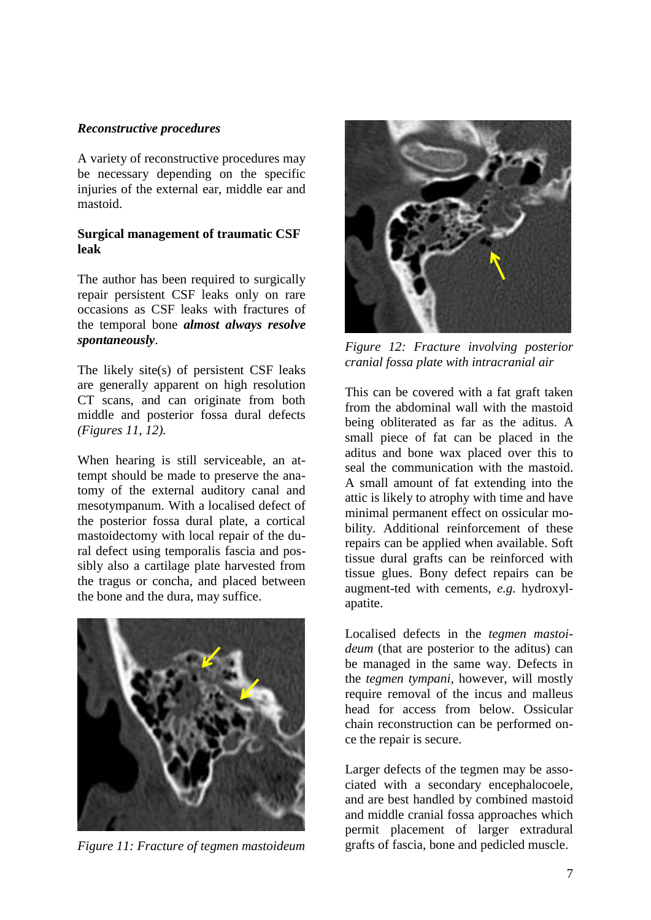***Reconstructive procedures***

A variety of reconstructive procedures may be necessary depending on the specific injuries of the external ear, middle ear and mastoid.

**Surgical management of traumatic CSF leak**

The author has been required to surgically repair persistent CSF leaks only on rare occasions as CSF leaks with fractures of the temporal bone ***almost always resolve spontaneously***.

The likely site(s) of persistent CSF leaks are generally apparent on high resolution CT scans, and can originate from both middle and posterior fossa dural defects *(Figures 11, 12).*

When hearing is still serviceable, an attempt should be made to preserve the anatomy of the external auditory canal and mesotympanum. With a localised defect of the posterior fossa dural plate, a cortical mastoidectomy with local repair of the dural defect using temporalis fascia and possibly also a cartilage plate harvested from the tragus or concha, and placed between the bone and the dura, may suffice.

*Figure 11: Fracture of tegmen mastoideum*

*Figure 12: Fracture involving posterior cranial fossa plate with intracranial air*

This can be covered with a fat graft taken from the abdominal wall with the mastoid being obliterated as far as the aditus. A small piece of fat can be placed in the aditus and bone wax placed over this to seal the communication with the mastoid. A small amount of fat extending into the attic is likely to atrophy with time and have minimal permanent effect on ossicular mobility. Additional reinforcement of these repairs can be applied when available. Soft tissue dural grafts can be reinforced with tissue glues. Bony defect repairs can be augment-ted with cements, *e.g.* hydroxylapatite.

Localised defects in the *tegmen mastoideum* (that are posterior to the aditus) can be managed in the same way. Defects in the *tegmen tympani*, however, will mostly require removal of the incus and malleus head for access from below. Ossicular chain reconstruction can be performed once the repair is secure.

Larger defects of the tegmen may be associated with a secondary encephalocoele, and are best handled by combined mastoid and middle cranial fossa approaches which permit placement of larger extradural grafts of fascia, bone and pedicled muscle.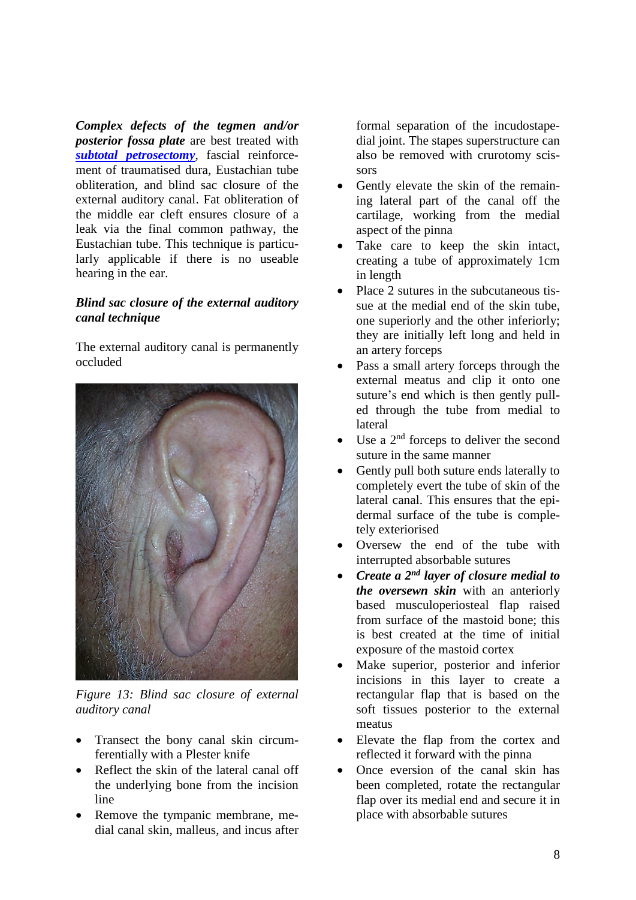***Complex defects of the tegmen and/or posterior fossa plate*** are best treated with ***subtotal petrosectomy***, fascial reinforcement of traumatised dura, Eustachian tube obliteration, and blind sac closure of the external auditory canal. Fat obliteration of the middle ear cleft ensures closure of a leak via the final common pathway, the Eustachian tube. This technique is particularly applicable if there is no useable hearing in the ear.

***Blind sac closure of the external auditory canal technique***

The external auditory canal is permanently occluded

*Figure 13: Blind sac closure of external auditory canal*

- Transect the bony canal skin circumferentially with a Plester knife
- Reflect the skin of the lateral canal off the underlying bone from the incision line
- Remove the tympanic membrane, medial canal skin, malleus, and incus after formal separation of the incudostapedial joint. The stapes superstructure can also be removed with crurotomy scissors
- Gently elevate the skin of the remaining lateral part of the canal off the cartilage, working from the medial aspect of the pinna
- Take care to keep the skin intact, creating a tube of approximately 1cm in length
- Place 2 sutures in the subcutaneous tissue at the medial end of the skin tube, one superiorly and the other inferiorly; they are initially left long and held in an artery forceps
- Pass a small artery forceps through the external meatus and clip it onto one suture's end which is then gently pulled through the tube from medial to lateral
- Use a 2nd forceps to deliver the second suture in the same manner
- Gently pull both suture ends laterally to completely evert the tube of skin of the lateral canal. This ensures that the epidermal surface of the tube is completely exteriorised
- Oversew the end of the tube with interrupted absorbable sutures
- ***Create a 2nd layer of closure medial to the oversewn skin*** with an anteriorly based musculoperiosteal flap raised from surface of the mastoid bone; this is best created at the time of initial exposure of the mastoid cortex
- Make superior, posterior and inferior incisions in this layer to create a rectangular flap that is based on the soft tissues posterior to the external meatus
- Elevate the flap from the cortex and reflected it forward with the pinna
- Once eversion of the canal skin has been completed, rotate the rectangular flap over its medial end and secure it in place with absorbable sutures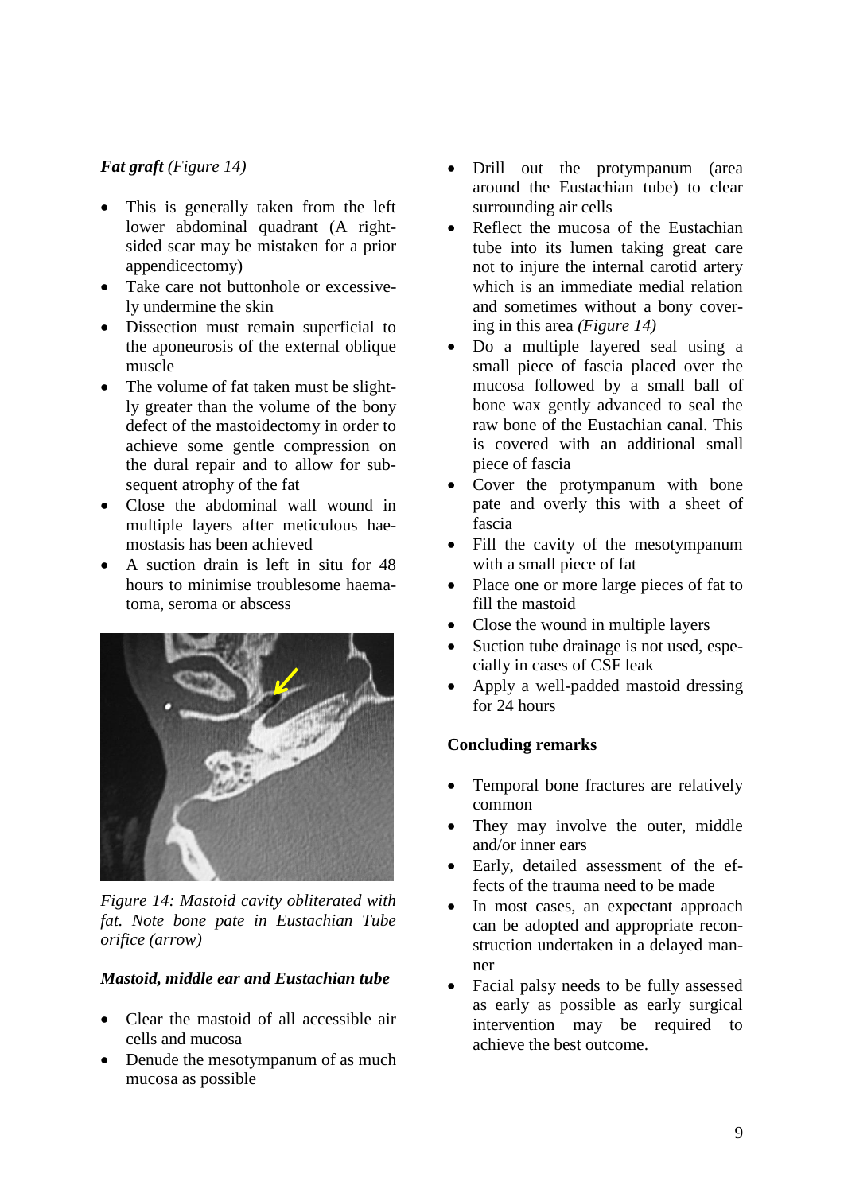***Fat graft*** *(Figure 14)*

- This is generally taken from the left lower abdominal quadrant (A right-sided scar may be mistaken for a prior appendicectomy)
- Take care not buttonhole or excessively undermine the skin
- Dissection must remain superficial to the aponeurosis of the external oblique muscle
- The volume of fat taken must be slightly greater than the volume of the bony defect of the mastoidectomy in order to achieve some gentle compression on the dural repair and to allow for subsequent atrophy of the fat
- Close the abdominal wall wound in multiple layers after meticulous haemostasis has been achieved
- A suction drain is left in situ for 48 hours to minimise troublesome haematoma, seroma or abscess

*Figure 14: Mastoid cavity obliterated with fat. Note bone pate in Eustachian Tube orifice (arrow)*

***Mastoid, middle ear and Eustachian tube***

- Clear the mastoid of all accessible air cells and mucosa
- Denude the mesotympanum of as much mucosa as possible
- Drill out the protympanum (area around the Eustachian tube) to clear surrounding air cells
- Reflect the mucosa of the Eustachian tube into its lumen taking great care not to injure the internal carotid artery which is an immediate medial relation and sometimes without a bony covering in this area *(Figure 14)*
- Do a multiple layered seal using a small piece of fascia placed over the mucosa followed by a small ball of bone wax gently advanced to seal the raw bone of the Eustachian canal. This is covered with an additional small piece of fascia
- Cover the protympanum with bone pate and overly this with a sheet of fascia
- Fill the cavity of the mesotympanum with a small piece of fat
- Place one or more large pieces of fat to fill the mastoid
- Close the wound in multiple layers
- Suction tube drainage is not used, especially in cases of CSF leak
- Apply a well-padded mastoid dressing for 24 hours

**Concluding remarks**

- Temporal bone fractures are relatively common
- They may involve the outer, middle and/or inner ears
- Early, detailed assessment of the effects of the trauma need to be made
- In most cases, an expectant approach can be adopted and appropriate reconstruction undertaken in a delayed manner
- Facial palsy needs to be fully assessed as early as possible as early surgical intervention may be required to achieve the best outcome.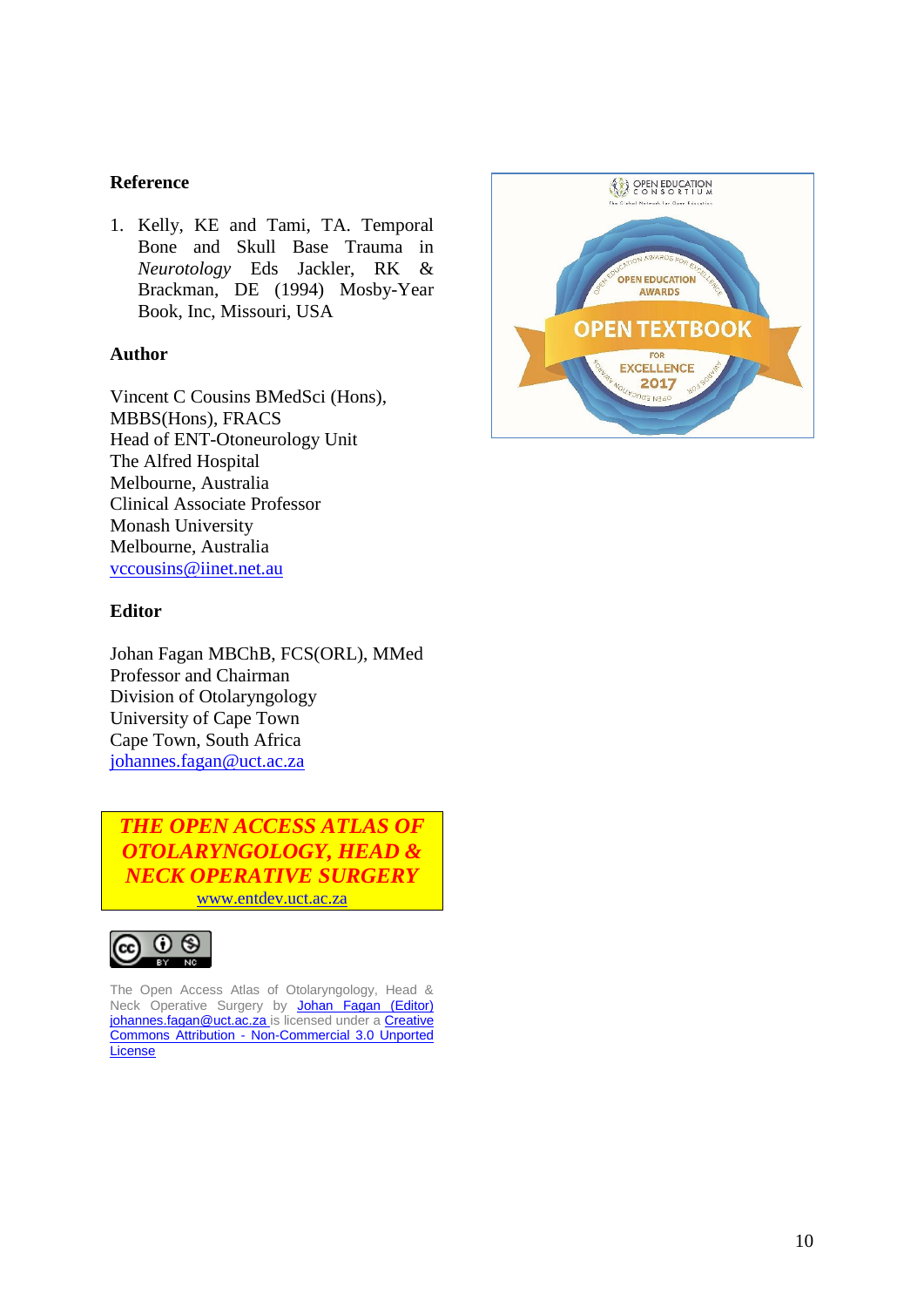## Reference

1. Kelly, KE and Tami, TA. Temporal Bone and Skull Base Trauma in *Neurotology* Eds Jackler, RK & Brackman, DE (1994) Mosby-Year Book, Inc, Missouri, USA

## Author

Vincent C Cousins BMedSci (Hons), MBBS(Hons), FRACS
Head of ENT-Otoneurology Unit
The Alfred Hospital
Melbourne, Australia
Clinical Associate Professor
Monash University
Melbourne, Australia
vccousins@iinet.net.au

## Editor

Johan Fagan MBChB, FCS(ORL), MMed
Professor and Chairman
Division of Otolaryngology
University of Cape Town
Cape Town, South Africa
johannes.fagan@uct.ac.za

***THE OPEN ACCESS ATLAS OF OTOLARYNGOLOGY, HEAD & NECK OPERATIVE SURGERY***
www.entdev.uct.ac.za

The Open Access Atlas of Otolaryngology, Head & Neck Operative Surgery by Johan Fagan (Editor) johannes.fagan@uct.ac.za is licensed under a Creative Commons Attribution - Non-Commercial 3.0 Unported License

OPEN EDUCATION CONSORTIUM
The Global Network for Open Education

OPEN EDUCATION AWARDS
OPEN TEXTBOOK
FOR EXCELLENCE
2017